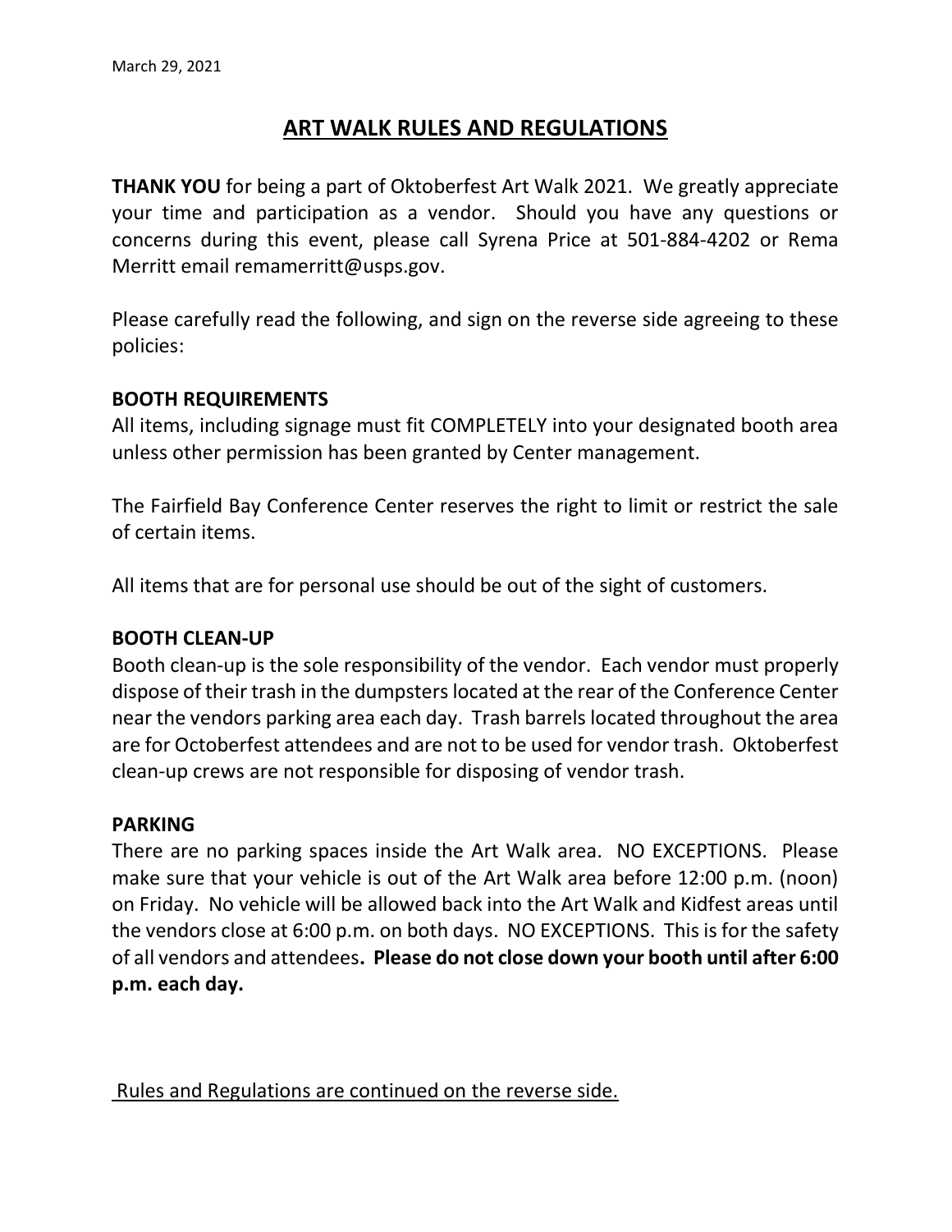March 29, 2021

# ART WALK RULES AND REGULATIONS

**THANK YOU** for being a part of Oktoberfest Art Walk 2021. We greatly appreciate your time and participation as a vendor. Should you have any questions or concerns during this event, please call Syrena Price at 501-884-4202 or Rema Merritt email remamerritt@usps.gov.

Please carefully read the following, and sign on the reverse side agreeing to these policies:

## BOOTH REQUIREMENTS

All items, including signage must fit COMPLETELY into your designated booth area unless other permission has been granted by Center management.

The Fairfield Bay Conference Center reserves the right to limit or restrict the sale of certain items.

All items that are for personal use should be out of the sight of customers.

## BOOTH CLEAN-UP

Booth clean-up is the sole responsibility of the vendor. Each vendor must properly dispose of their trash in the dumpsters located at the rear of the Conference Center near the vendors parking area each day. Trash barrels located throughout the area are for Octoberfest attendees and are not to be used for vendor trash. Oktoberfest clean-up crews are not responsible for disposing of vendor trash.

## PARKING

There are no parking spaces inside the Art Walk area. NO EXCEPTIONS. Please make sure that your vehicle is out of the Art Walk area before 12:00 p.m. (noon) on Friday. No vehicle will be allowed back into the Art Walk and Kidfest areas until the vendors close at 6:00 p.m. on both days. NO EXCEPTIONS. This is for the safety of all vendors and attendees**. Please do not close down your booth until after 6:00 p.m. each day.**

Rules and Regulations are continued on the reverse side.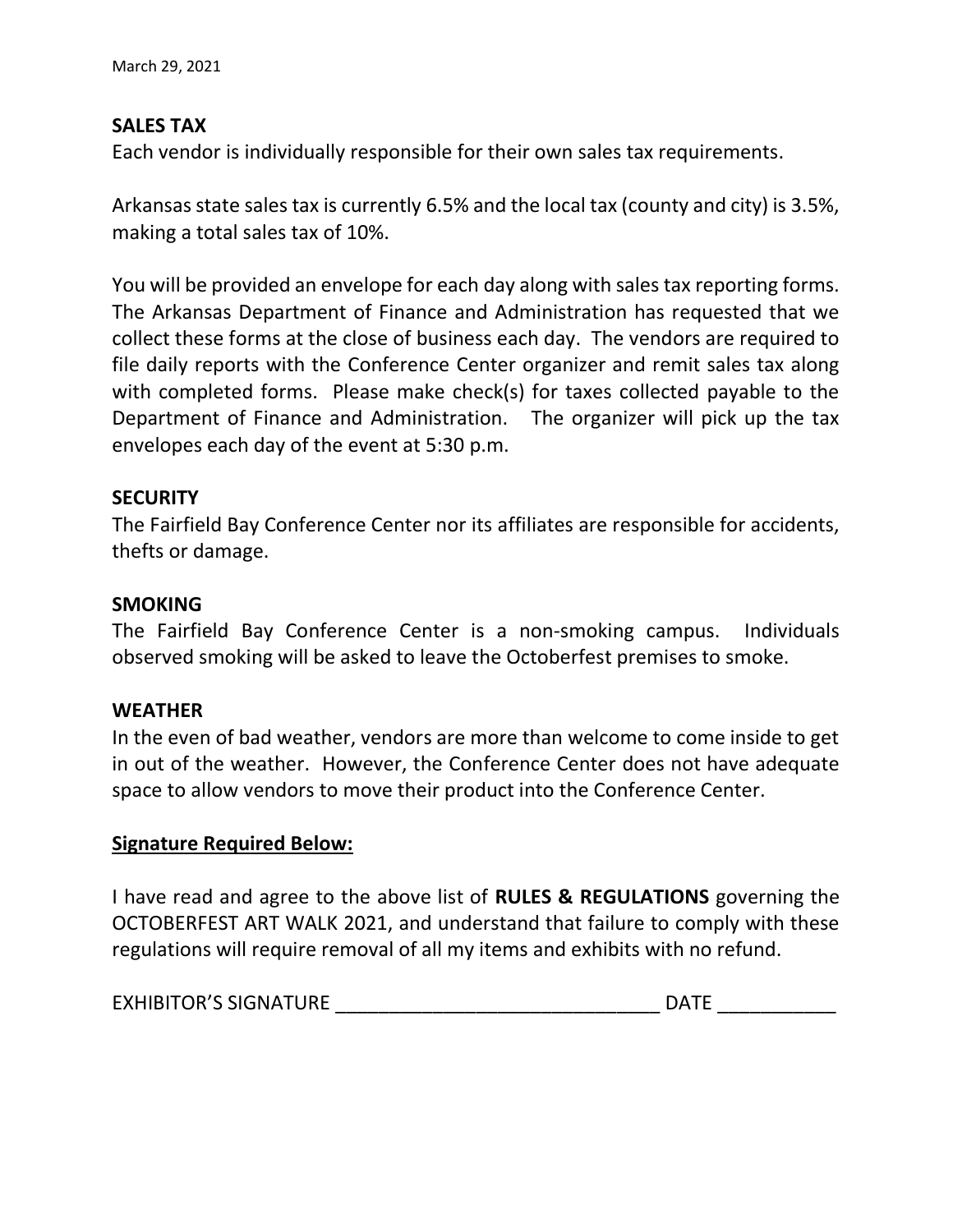March 29, 2021

**SALES TAX**

Each vendor is individually responsible for their own sales tax requirements.

Arkansas state sales tax is currently 6.5% and the local tax (county and city) is 3.5%, making a total sales tax of 10%.

You will be provided an envelope for each day along with sales tax reporting forms. The Arkansas Department of Finance and Administration has requested that we collect these forms at the close of business each day. The vendors are required to file daily reports with the Conference Center organizer and remit sales tax along with completed forms. Please make check(s) for taxes collected payable to the Department of Finance and Administration. The organizer will pick up the tax envelopes each day of the event at 5:30 p.m.

**SECURITY**

The Fairfield Bay Conference Center nor its affiliates are responsible for accidents, thefts or damage.

**SMOKING**

The Fairfield Bay Conference Center is a non-smoking campus. Individuals observed smoking will be asked to leave the Octoberfest premises to smoke.

**WEATHER**

In the even of bad weather, vendors are more than welcome to come inside to get in out of the weather. However, the Conference Center does not have adequate space to allow vendors to move their product into the Conference Center.

**Signature Required Below:**

I have read and agree to the above list of **RULES & REGULATIONS** governing the OCTOBERFEST ART WALK 2021, and understand that failure to comply with these regulations will require removal of all my items and exhibits with no refund.

EXHIBITOR'S SIGNATURE ______________________________ DATE ___________